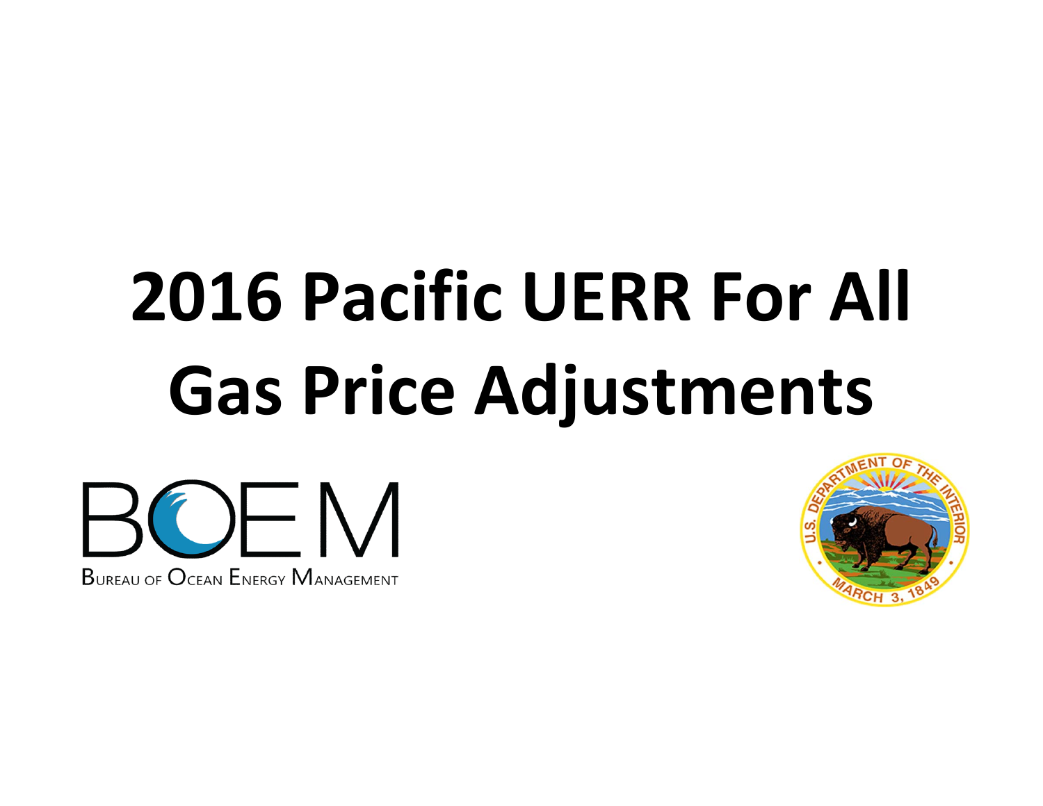# 2016 Pacific UERR For All Gas Price Adjustments

BOEM

Bureau of Ocean Energy Management

U.S. Department of the Interior

March 3, 1849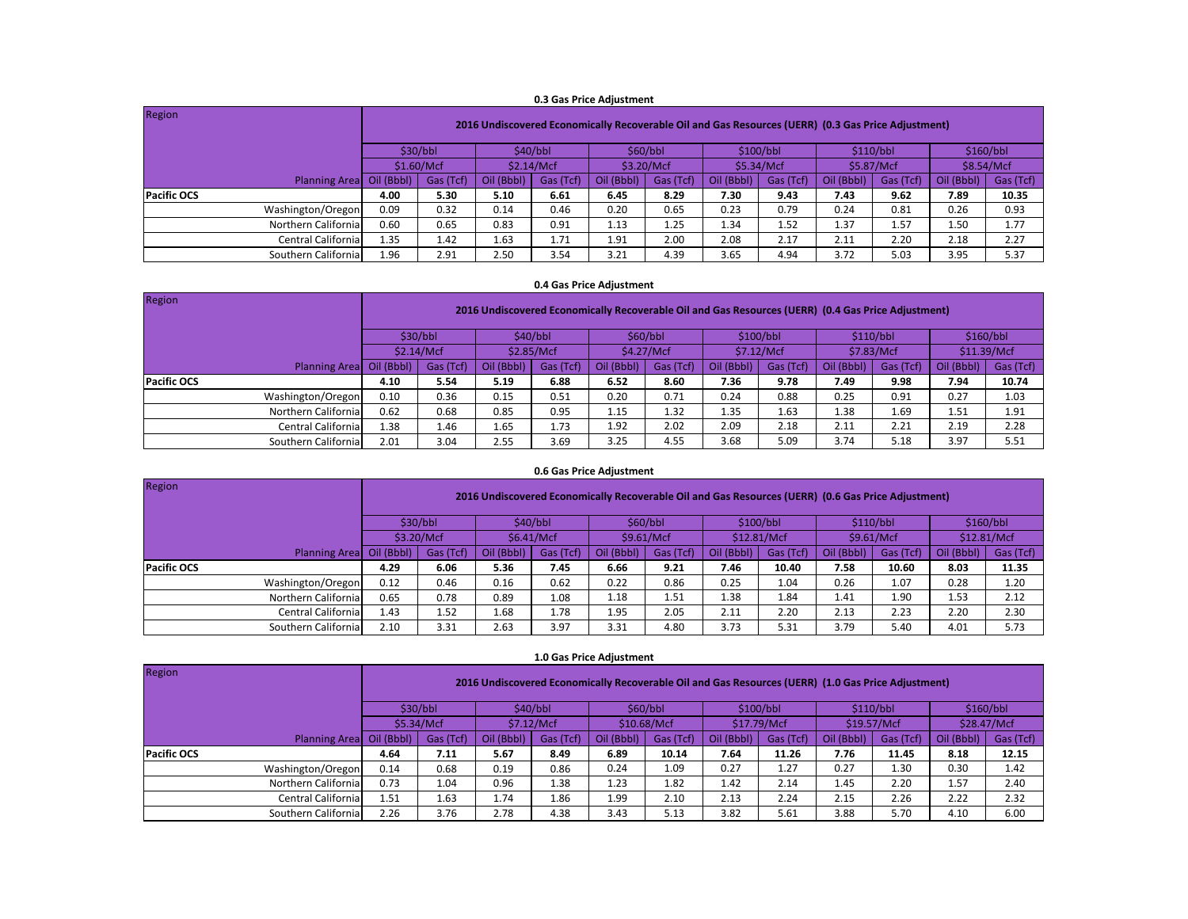**0.3 Gas Price Adjustment**

| Region | 2016 Undiscovered Economically Recoverable Oil and Gas Resources (UERR) (0.3 Gas Price Adjustment) | | | | | | | | | | | |
|---|---|---|---|---|---|---|---|---|---|---|---|---|
| | $30/bbl | | $40/bbl | | $60/bbl | | $100/bbl | | $110/bbl | | $160/bbl | |
| | $1.60/Mcf | | $2.14/Mcf | | $3.20/Mcf | | $5.34/Mcf | | $5.87/Mcf | | $8.54/Mcf | |
| Planning Area | Oil (Bbbl) | Gas (Tcf) | Oil (Bbbl) | Gas (Tcf) | Oil (Bbbl) | Gas (Tcf) | Oil (Bbbl) | Gas (Tcf) | Oil (Bbbl) | Gas (Tcf) | Oil (Bbbl) | Gas (Tcf) |
| **Pacific OCS** | **4.00** | **5.30** | **5.10** | **6.61** | **6.45** | **8.29** | **7.30** | **9.43** | **7.43** | **9.62** | **7.89** | **10.35** |
| Washington/Oregon | 0.09 | 0.32 | 0.14 | 0.46 | 0.20 | 0.65 | 0.23 | 0.79 | 0.24 | 0.81 | 0.26 | 0.93 |
| Northern California | 0.60 | 0.65 | 0.83 | 0.91 | 1.13 | 1.25 | 1.34 | 1.52 | 1.37 | 1.57 | 1.50 | 1.77 |
| Central California | 1.35 | 1.42 | 1.63 | 1.71 | 1.91 | 2.00 | 2.08 | 2.17 | 2.11 | 2.20 | 2.18 | 2.27 |
| Southern California | 1.96 | 2.91 | 2.50 | 3.54 | 3.21 | 4.39 | 3.65 | 4.94 | 3.72 | 5.03 | 3.95 | 5.37 |

**0.4 Gas Price Adjustment**

| Region | 2016 Undiscovered Economically Recoverable Oil and Gas Resources (UERR) (0.4 Gas Price Adjustment) | | | | | | | | | | | |
|---|---|---|---|---|---|---|---|---|---|---|---|---|
| | $30/bbl | | $40/bbl | | $60/bbl | | $100/bbl | | $110/bbl | | $160/bbl | |
| | $2.14/Mcf | | $2.85/Mcf | | $4.27/Mcf | | $7.12/Mcf | | $7.83/Mcf | | $11.39/Mcf | |
| Planning Area | Oil (Bbbl) | Gas (Tcf) | Oil (Bbbl) | Gas (Tcf) | Oil (Bbbl) | Gas (Tcf) | Oil (Bbbl) | Gas (Tcf) | Oil (Bbbl) | Gas (Tcf) | Oil (Bbbl) | Gas (Tcf) |
| **Pacific OCS** | **4.10** | **5.54** | **5.19** | **6.88** | **6.52** | **8.60** | **7.36** | **9.78** | **7.49** | **9.98** | **7.94** | **10.74** |
| Washington/Oregon | 0.10 | 0.36 | 0.15 | 0.51 | 0.20 | 0.71 | 0.24 | 0.88 | 0.25 | 0.91 | 0.27 | 1.03 |
| Northern California | 0.62 | 0.68 | 0.85 | 0.95 | 1.15 | 1.32 | 1.35 | 1.63 | 1.38 | 1.69 | 1.51 | 1.91 |
| Central California | 1.38 | 1.46 | 1.65 | 1.73 | 1.92 | 2.02 | 2.09 | 2.18 | 2.11 | 2.21 | 2.19 | 2.28 |
| Southern California | 2.01 | 3.04 | 2.55 | 3.69 | 3.25 | 4.55 | 3.68 | 5.09 | 3.74 | 5.18 | 3.97 | 5.51 |

**0.6 Gas Price Adjustment**

| Region | 2016 Undiscovered Economically Recoverable Oil and Gas Resources (UERR) (0.6 Gas Price Adjustment) | | | | | | | | | | | |
|---|---|---|---|---|---|---|---|---|---|---|---|---|
| | $30/bbl | | $40/bbl | | $60/bbl | | $100/bbl | | $110/bbl | | $160/bbl | |
| | $3.20/Mcf | | $6.41/Mcf | | $9.61/Mcf | | $12.81/Mcf | | $9.61/Mcf | | $12.81/Mcf | |
| Planning Area | Oil (Bbbl) | Gas (Tcf) | Oil (Bbbl) | Gas (Tcf) | Oil (Bbbl) | Gas (Tcf) | Oil (Bbbl) | Gas (Tcf) | Oil (Bbbl) | Gas (Tcf) | Oil (Bbbl) | Gas (Tcf) |
| **Pacific OCS** | **4.29** | **6.06** | **5.36** | **7.45** | **6.66** | **9.21** | **7.46** | **10.40** | **7.58** | **10.60** | **8.03** | **11.35** |
| Washington/Oregon | 0.12 | 0.46 | 0.16 | 0.62 | 0.22 | 0.86 | 0.25 | 1.04 | 0.26 | 1.07 | 0.28 | 1.20 |
| Northern California | 0.65 | 0.78 | 0.89 | 1.08 | 1.18 | 1.51 | 1.38 | 1.84 | 1.41 | 1.90 | 1.53 | 2.12 |
| Central California | 1.43 | 1.52 | 1.68 | 1.78 | 1.95 | 2.05 | 2.11 | 2.20 | 2.13 | 2.23 | 2.20 | 2.30 |
| Southern California | 2.10 | 3.31 | 2.63 | 3.97 | 3.31 | 4.80 | 3.73 | 5.31 | 3.79 | 5.40 | 4.01 | 5.73 |

**1.0 Gas Price Adjustment**

| Region | 2016 Undiscovered Economically Recoverable Oil and Gas Resources (UERR) (1.0 Gas Price Adjustment) | | | | | | | | | | | |
|---|---|---|---|---|---|---|---|---|---|---|---|---|
| | $30/bbl | | $40/bbl | | $60/bbl | | $100/bbl | | $110/bbl | | $160/bbl | |
| | $5.34/Mcf | | $7.12/Mcf | | $10.68/Mcf | | $17.79/Mcf | | $19.57/Mcf | | $28.47/Mcf | |
| Planning Area | Oil (Bbbl) | Gas (Tcf) | Oil (Bbbl) | Gas (Tcf) | Oil (Bbbl) | Gas (Tcf) | Oil (Bbbl) | Gas (Tcf) | Oil (Bbbl) | Gas (Tcf) | Oil (Bbbl) | Gas (Tcf) |
| **Pacific OCS** | **4.64** | **7.11** | **5.67** | **8.49** | **6.89** | **10.14** | **7.64** | **11.26** | **7.76** | **11.45** | **8.18** | **12.15** |
| Washington/Oregon | 0.14 | 0.68 | 0.19 | 0.86 | 0.24 | 1.09 | 0.27 | 1.27 | 0.27 | 1.30 | 0.30 | 1.42 |
| Northern California | 0.73 | 1.04 | 0.96 | 1.38 | 1.23 | 1.82 | 1.42 | 2.14 | 1.45 | 2.20 | 1.57 | 2.40 |
| Central California | 1.51 | 1.63 | 1.74 | 1.86 | 1.99 | 2.10 | 2.13 | 2.24 | 2.15 | 2.26 | 2.22 | 2.32 |
| Southern California | 2.26 | 3.76 | 2.78 | 4.38 | 3.43 | 5.13 | 3.82 | 5.61 | 3.88 | 5.70 | 4.10 | 6.00 |